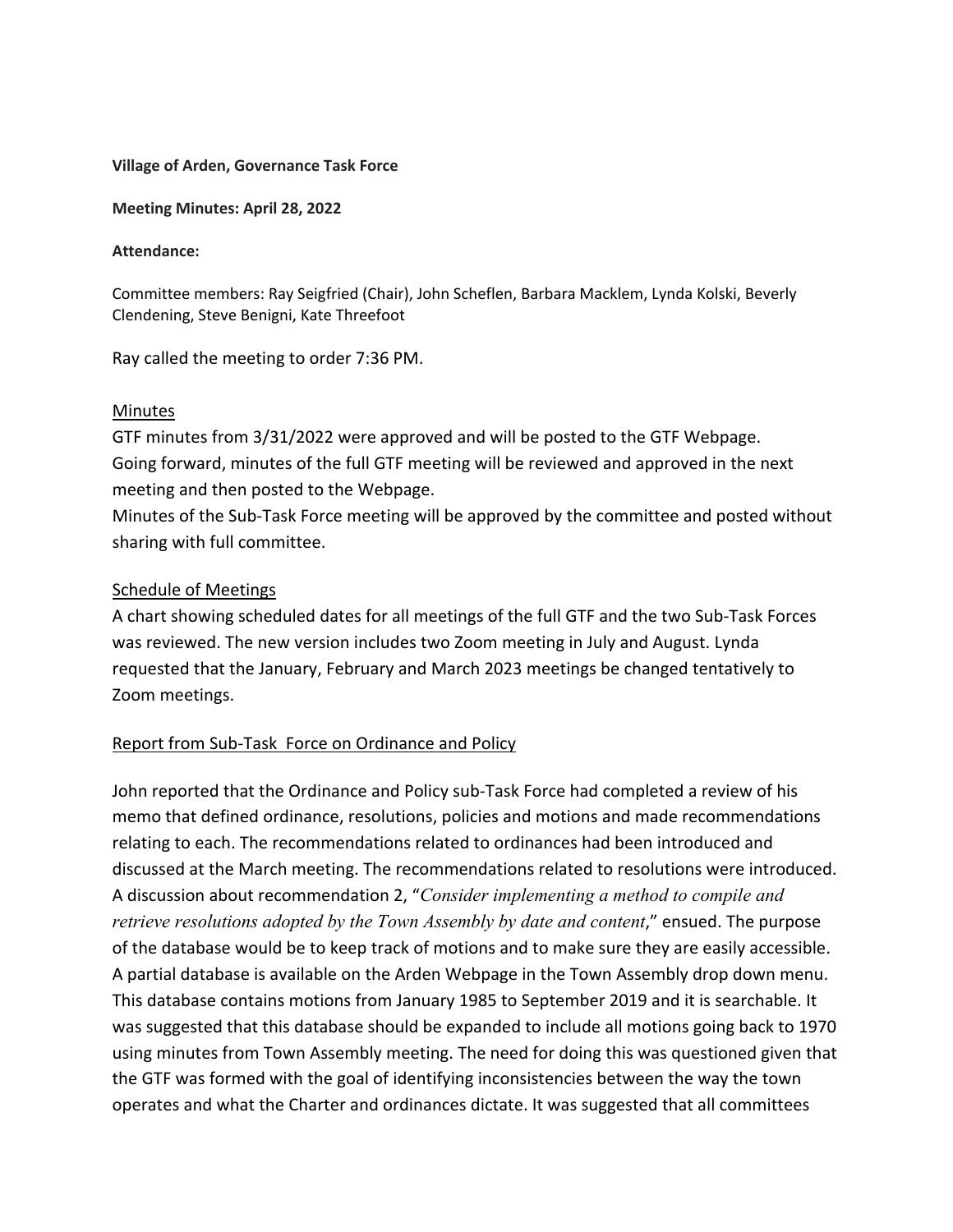**Village of Arden, Governance Task Force**

**Meeting Minutes: April 28, 2022**

**Attendance:**

Committee members: Ray Seigfried (Chair), John Scheflen, Barbara Macklem, Lynda Kolski, Beverly Clendening, Steve Benigni, Kate Threefoot

Ray called the meeting to order 7:36 PM.

<u>Minutes</u>

GTF minutes from 3/31/2022 were approved and will be posted to the GTF Webpage.
Going forward, minutes of the full GTF meeting will be reviewed and approved in the next meeting and then posted to the Webpage.
Minutes of the Sub-Task Force meeting will be approved by the committee and posted without sharing with full committee.

<u>Schedule of Meetings</u>

A chart showing scheduled dates for all meetings of the full GTF and the two Sub-Task Forces was reviewed. The new version includes two Zoom meeting in July and August. Lynda requested that the January, February and March 2023 meetings be changed tentatively to Zoom meetings.

<u>Report from Sub-Task Force on Ordinance and Policy</u>

John reported that the Ordinance and Policy sub-Task Force had completed a review of his memo that defined ordinance, resolutions, policies and motions and made recommendations relating to each. The recommendations related to ordinances had been introduced and discussed at the March meeting. The recommendations related to resolutions were introduced. A discussion about recommendation 2, "*Consider implementing a method to compile and retrieve resolutions adopted by the Town Assembly by date and content*," ensued. The purpose of the database would be to keep track of motions and to make sure they are easily accessible. A partial database is available on the Arden Webpage in the Town Assembly drop down menu. This database contains motions from January 1985 to September 2019 and it is searchable. It was suggested that this database should be expanded to include all motions going back to 1970 using minutes from Town Assembly meeting. The need for doing this was questioned given that the GTF was formed with the goal of identifying inconsistencies between the way the town operates and what the Charter and ordinances dictate. It was suggested that all committees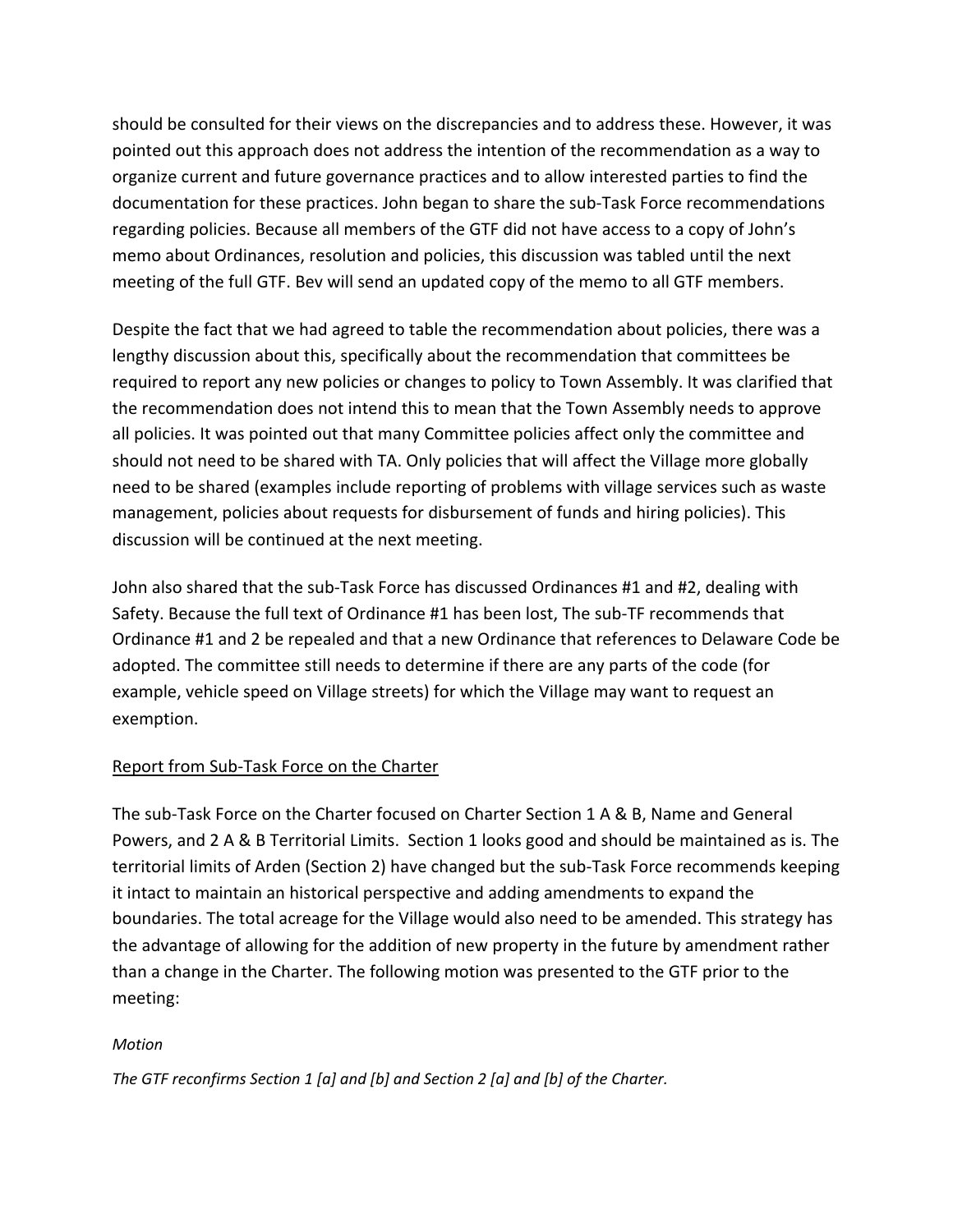should be consulted for their views on the discrepancies and to address these. However, it was pointed out this approach does not address the intention of the recommendation as a way to organize current and future governance practices and to allow interested parties to find the documentation for these practices. John began to share the sub-Task Force recommendations regarding policies. Because all members of the GTF did not have access to a copy of John's memo about Ordinances, resolution and policies, this discussion was tabled until the next meeting of the full GTF. Bev will send an updated copy of the memo to all GTF members.

Despite the fact that we had agreed to table the recommendation about policies, there was a lengthy discussion about this, specifically about the recommendation that committees be required to report any new policies or changes to policy to Town Assembly. It was clarified that the recommendation does not intend this to mean that the Town Assembly needs to approve all policies. It was pointed out that many Committee policies affect only the committee and should not need to be shared with TA. Only policies that will affect the Village more globally need to be shared (examples include reporting of problems with village services such as waste management, policies about requests for disbursement of funds and hiring policies). This discussion will be continued at the next meeting.

John also shared that the sub-Task Force has discussed Ordinances #1 and #2, dealing with Safety. Because the full text of Ordinance #1 has been lost, The sub-TF recommends that Ordinance #1 and 2 be repealed and that a new Ordinance that references to Delaware Code be adopted. The committee still needs to determine if there are any parts of the code (for example, vehicle speed on Village streets) for which the Village may want to request an exemption.

<u>Report from Sub-Task Force on the Charter</u>

The sub-Task Force on the Charter focused on Charter Section 1 A & B, Name and General Powers, and 2 A & B Territorial Limits. Section 1 looks good and should be maintained as is. The territorial limits of Arden (Section 2) have changed but the sub-Task Force recommends keeping it intact to maintain an historical perspective and adding amendments to expand the boundaries. The total acreage for the Village would also need to be amended. This strategy has the advantage of allowing for the addition of new property in the future by amendment rather than a change in the Charter. The following motion was presented to the GTF prior to the meeting:

*Motion*

*The GTF reconfirms Section 1 [a] and [b] and Section 2 [a] and [b] of the Charter.*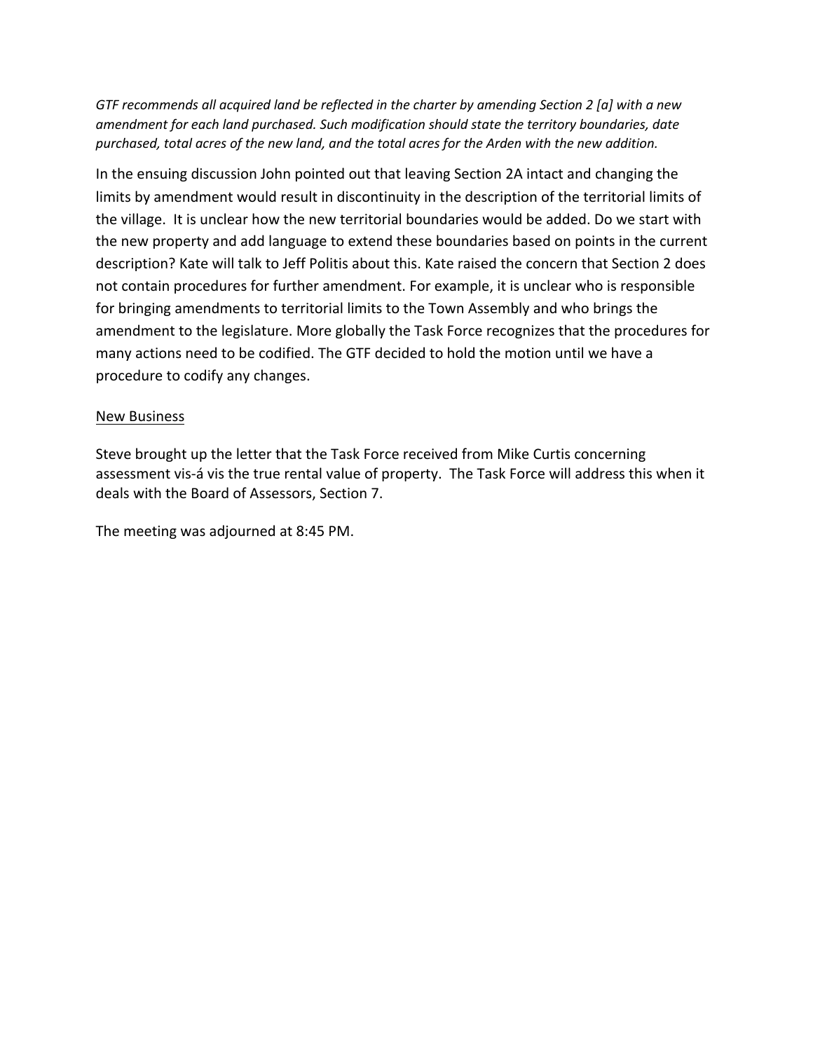*GTF recommends all acquired land be reflected in the charter by amending Section 2 [a] with a new amendment for each land purchased. Such modification should state the territory boundaries, date purchased, total acres of the new land, and the total acres for the Arden with the new addition.*

In the ensuing discussion John pointed out that leaving Section 2A intact and changing the limits by amendment would result in discontinuity in the description of the territorial limits of the village. It is unclear how the new territorial boundaries would be added. Do we start with the new property and add language to extend these boundaries based on points in the current description? Kate will talk to Jeff Politis about this. Kate raised the concern that Section 2 does not contain procedures for further amendment. For example, it is unclear who is responsible for bringing amendments to territorial limits to the Town Assembly and who brings the amendment to the legislature. More globally the Task Force recognizes that the procedures for many actions need to be codified. The GTF decided to hold the motion until we have a procedure to codify any changes.

<u>New Business</u>

Steve brought up the letter that the Task Force received from Mike Curtis concerning assessment vis-á vis the true rental value of property. The Task Force will address this when it deals with the Board of Assessors, Section 7.

The meeting was adjourned at 8:45 PM.